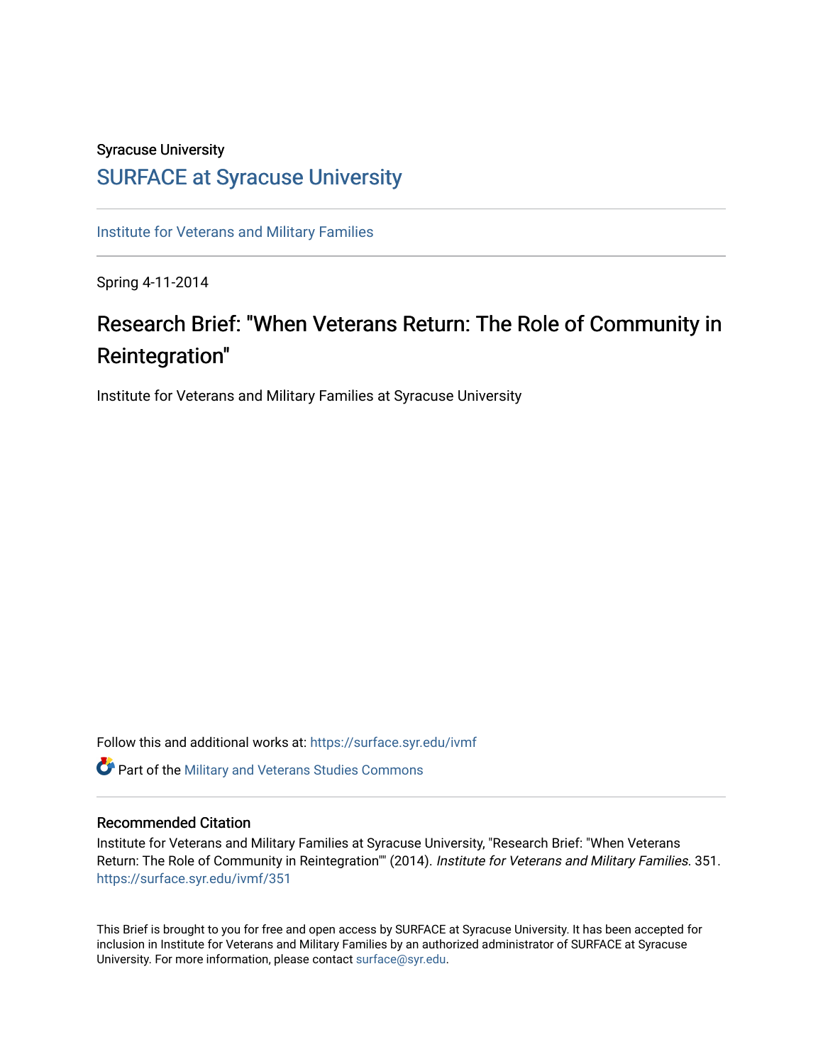Syracuse University

# SURFACE at Syracuse University

Institute for Veterans and Military Families

Spring 4-11-2014

## Research Brief: "When Veterans Return: The Role of Community in Reintegration"

Institute for Veterans and Military Families at Syracuse University

Follow this and additional works at: https://surface.syr.edu/ivmf

Part of the Military and Veterans Studies Commons

### Recommended Citation

Institute for Veterans and Military Families at Syracuse University, "Research Brief: "When Veterans Return: The Role of Community in Reintegration"" (2014). *Institute for Veterans and Military Families*. 351.
https://surface.syr.edu/ivmf/351

This Brief is brought to you for free and open access by SURFACE at Syracuse University. It has been accepted for inclusion in Institute for Veterans and Military Families by an authorized administrator of SURFACE at Syracuse University. For more information, please contact surface@syr.edu.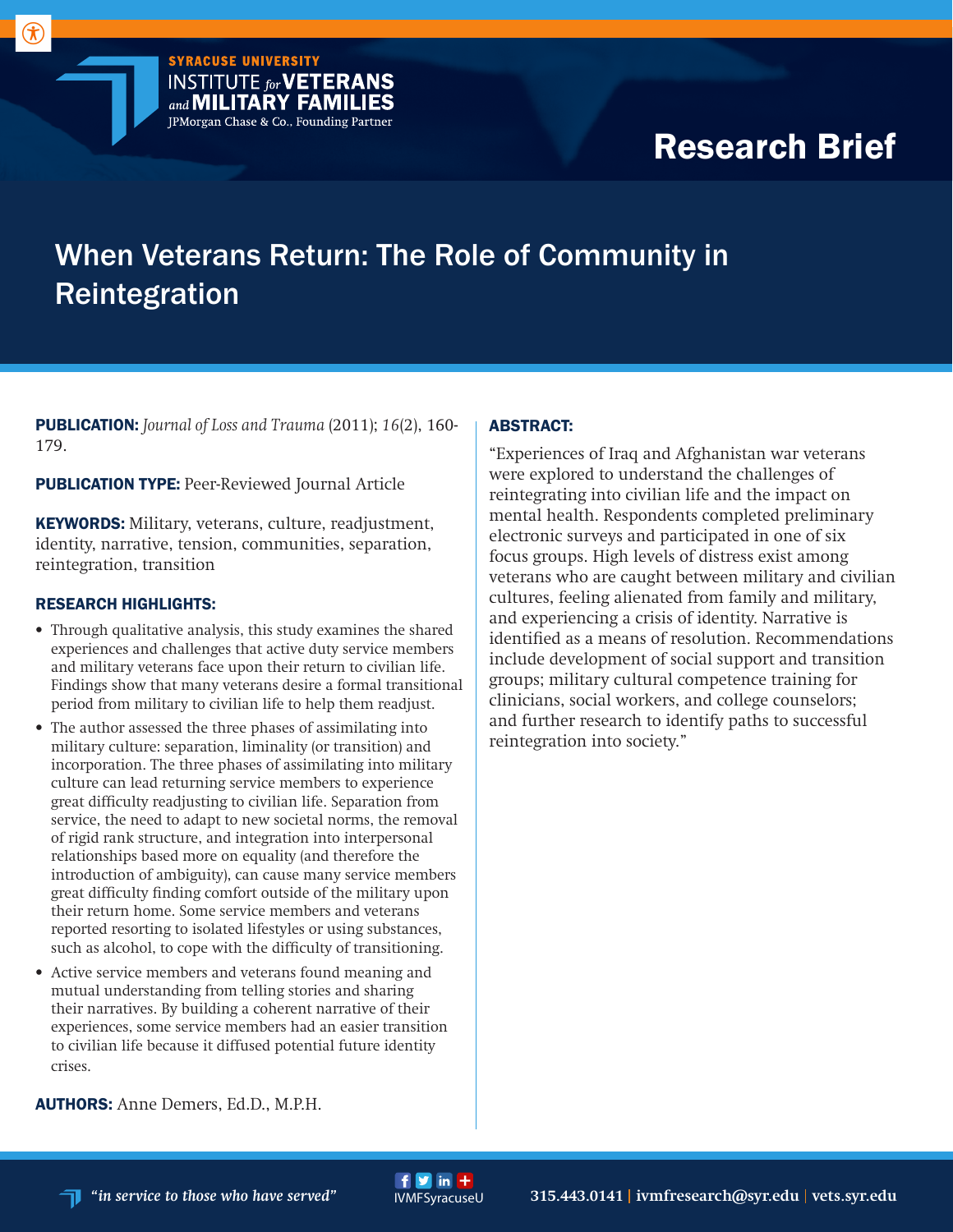# Research Brief

## When Veterans Return: The Role of Community in Reintegration

**PUBLICATION:** *Journal of Loss and Trauma* (2011); *16*(2), 160-179.

**PUBLICATION TYPE:** Peer-Reviewed Journal Article

**KEYWORDS:** Military, veterans, culture, readjustment, identity, narrative, tension, communities, separation, reintegration, transition

### RESEARCH HIGHLIGHTS:

- Through qualitative analysis, this study examines the shared experiences and challenges that active duty service members and military veterans face upon their return to civilian life. Findings show that many veterans desire a formal transitional period from military to civilian life to help them readjust.
- The author assessed the three phases of assimilating into military culture: separation, liminality (or transition) and incorporation. The three phases of assimilating into military culture can lead returning service members to experience great difficulty readjusting to civilian life. Separation from service, the need to adapt to new societal norms, the removal of rigid rank structure, and integration into interpersonal relationships based more on equality (and therefore the introduction of ambiguity), can cause many service members great difficulty finding comfort outside of the military upon their return home. Some service members and veterans reported resorting to isolated lifestyles or using substances, such as alcohol, to cope with the difficulty of transitioning.
- Active service members and veterans found meaning and mutual understanding from telling stories and sharing their narratives. By building a coherent narrative of their experiences, some service members had an easier transition to civilian life because it diffused potential future identity crises.

**AUTHORS:** Anne Demers, Ed.D., M.P.H.

### ABSTRACT:

"Experiences of Iraq and Afghanistan war veterans were explored to understand the challenges of reintegrating into civilian life and the impact on mental health. Respondents completed preliminary electronic surveys and participated in one of six focus groups. High levels of distress exist among veterans who are caught between military and civilian cultures, feeling alienated from family and military, and experiencing a crisis of identity. Narrative is identified as a means of resolution. Recommendations include development of social support and transition groups; military cultural competence training for clinicians, social workers, and college counselors; and further research to identify paths to successful reintegration into society."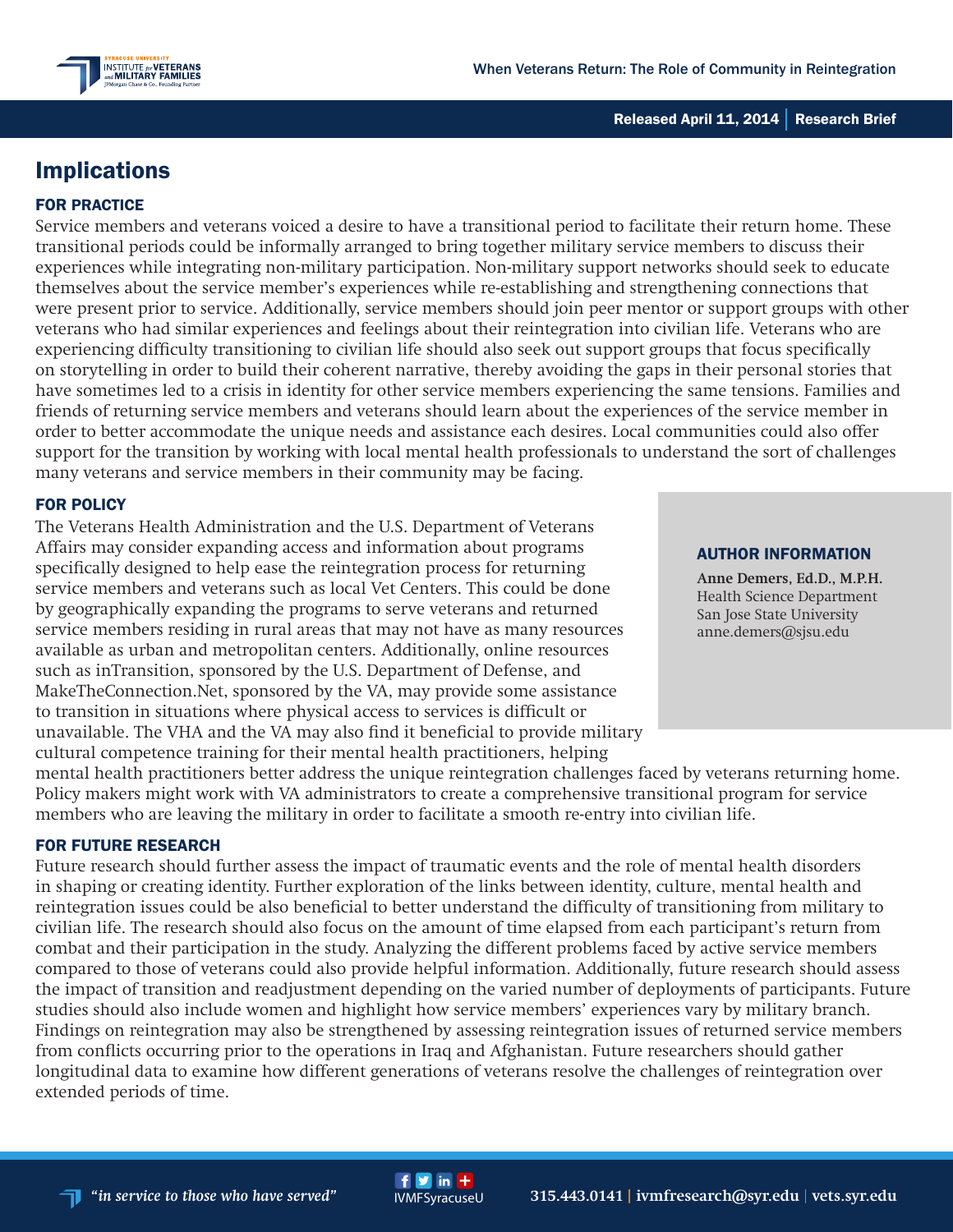## Implications

### FOR PRACTICE

Service members and veterans voiced a desire to have a transitional period to facilitate their return home. These transitional periods could be informally arranged to bring together military service members to discuss their experiences while integrating non-military participation. Non-military support networks should seek to educate themselves about the service member's experiences while re-establishing and strengthening connections that were present prior to service. Additionally, service members should join peer mentor or support groups with other veterans who had similar experiences and feelings about their reintegration into civilian life. Veterans who are experiencing difficulty transitioning to civilian life should also seek out support groups that focus specifically on storytelling in order to build their coherent narrative, thereby avoiding the gaps in their personal stories that have sometimes led to a crisis in identity for other service members experiencing the same tensions. Families and friends of returning service members and veterans should learn about the experiences of the service member in order to better accommodate the unique needs and assistance each desires. Local communities could also offer support for the transition by working with local mental health professionals to understand the sort of challenges many veterans and service members in their community may be facing.

### FOR POLICY

The Veterans Health Administration and the U.S. Department of Veterans Affairs may consider expanding access and information about programs specifically designed to help ease the reintegration process for returning service members and veterans such as local Vet Centers. This could be done by geographically expanding the programs to serve veterans and returned service members residing in rural areas that may not have as many resources available as urban and metropolitan centers. Additionally, online resources such as inTransition, sponsored by the U.S. Department of Defense, and MakeTheConnection.Net, sponsored by the VA, may provide some assistance to transition in situations where physical access to services is difficult or unavailable. The VHA and the VA may also find it beneficial to provide military cultural competence training for their mental health practitioners, helping mental health practitioners better address the unique reintegration challenges faced by veterans returning home. Policy makers might work with VA administrators to create a comprehensive transitional program for service members who are leaving the military in order to facilitate a smooth re-entry into civilian life.

### FOR FUTURE RESEARCH

Future research should further assess the impact of traumatic events and the role of mental health disorders in shaping or creating identity. Further exploration of the links between identity, culture, mental health and reintegration issues could be also beneficial to better understand the difficulty of transitioning from military to civilian life. The research should also focus on the amount of time elapsed from each participant's return from combat and their participation in the study. Analyzing the different problems faced by active service members compared to those of veterans could also provide helpful information. Additionally, future research should assess the impact of transition and readjustment depending on the varied number of deployments of participants. Future studies should also include women and highlight how service members' experiences vary by military branch. Findings on reintegration may also be strengthened by assessing reintegration issues of returned service members from conflicts occurring prior to the operations in Iraq and Afghanistan. Future researchers should gather longitudinal data to examine how different generations of veterans resolve the challenges of reintegration over extended periods of time.

### AUTHOR INFORMATION

**Anne Demers, Ed.D., M.P.H.**
Health Science Department
San Jose State University
anne.demers@sjsu.edu

*"in service to those who have served"*

IVMFSyracuseU

315.443.0141 | ivmfresearch@syr.edu | vets.syr.edu